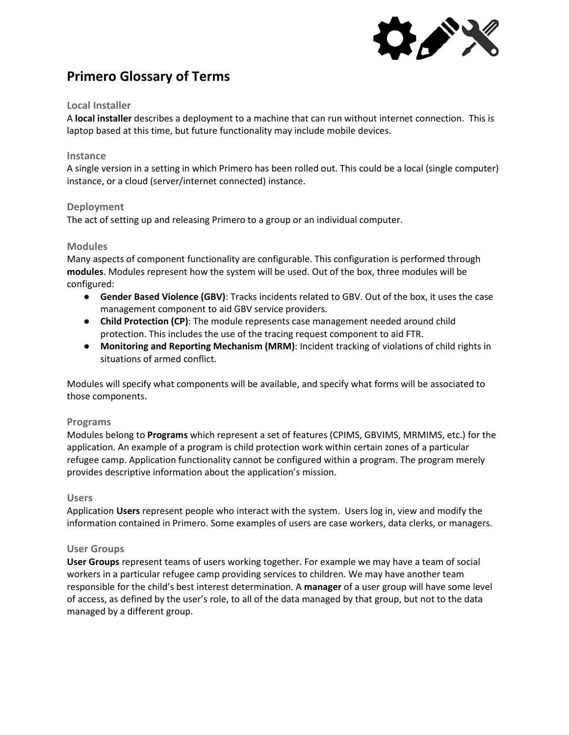# Primero Glossary of Terms

### Local Installer

A **local installer** describes a deployment to a machine that can run without internet connection. This is laptop based at this time, but future functionality may include mobile devices.

### Instance

A single version in a setting in which Primero has been rolled out. This could be a local (single computer) instance, or a cloud (server/internet connected) instance.

### Deployment

The act of setting up and releasing Primero to a group or an individual computer.

### Modules

Many aspects of component functionality are configurable. This configuration is performed through **modules**. Modules represent how the system will be used. Out of the box, three modules will be configured:

- **Gender Based Violence (GBV)**: Tracks incidents related to GBV. Out of the box, it uses the case management component to aid GBV service providers.
- **Child Protection (CP)**: The module represents case management needed around child protection. This includes the use of the tracing request component to aid FTR.
- **Monitoring and Reporting Mechanism (MRM)**: Incident tracking of violations of child rights in situations of armed conflict.

Modules will specify what components will be available, and specify what forms will be associated to those components.

### Programs

Modules belong to **Programs** which represent a set of features (CPIMS, GBVIMS, MRMIMS, etc.) for the application. An example of a program is child protection work within certain zones of a particular refugee camp. Application functionality cannot be configured within a program. The program merely provides descriptive information about the application's mission.

### Users

Application **Users** represent people who interact with the system. Users log in, view and modify the information contained in Primero. Some examples of users are case workers, data clerks, or managers.

### User Groups

**User Groups** represent teams of users working together. For example we may have a team of social workers in a particular refugee camp providing services to children. We may have another team responsible for the child's best interest determination. A **manager** of a user group will have some level of access, as defined by the user's role, to all of the data managed by that group, but not to the data managed by a different group.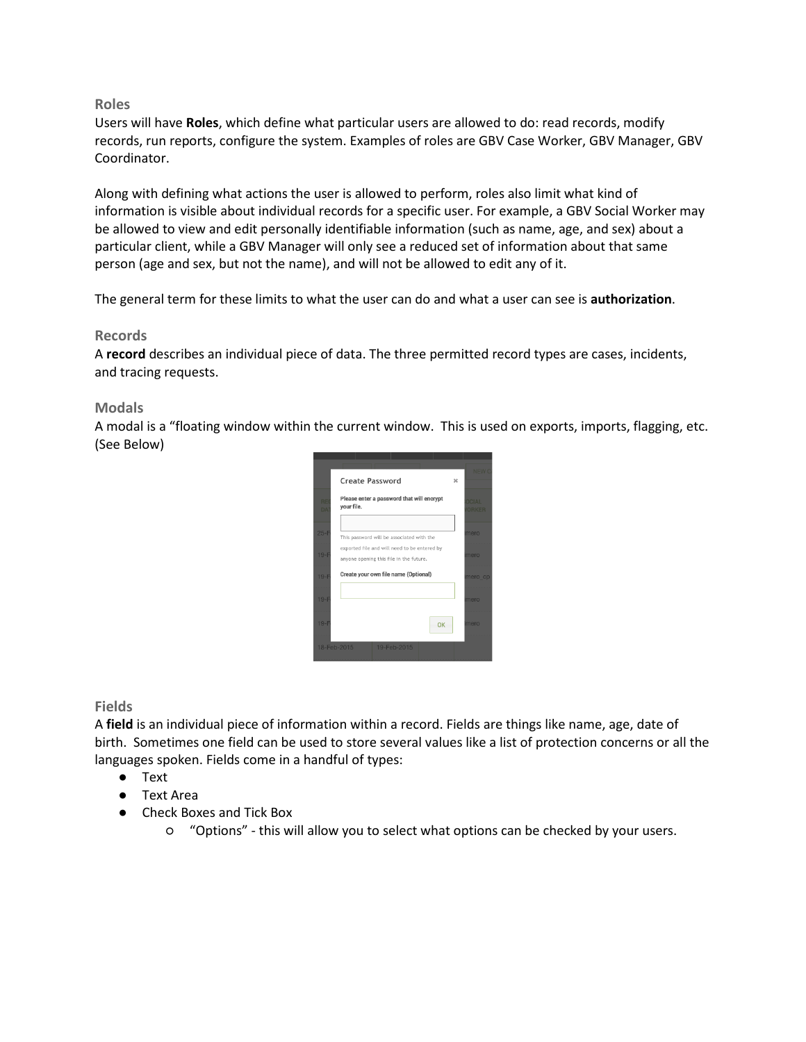### Roles

Users will have **Roles**, which define what particular users are allowed to do: read records, modify records, run reports, configure the system. Examples of roles are GBV Case Worker, GBV Manager, GBV Coordinator.

Along with defining what actions the user is allowed to perform, roles also limit what kind of information is visible about individual records for a specific user. For example, a GBV Social Worker may be allowed to view and edit personally identifiable information (such as name, age, and sex) about a particular client, while a GBV Manager will only see a reduced set of information about that same person (age and sex, but not the name), and will not be allowed to edit any of it.

The general term for these limits to what the user can do and what a user can see is **authorization**.

### Records

A **record** describes an individual piece of data. The three permitted record types are cases, incidents, and tracing requests.

### Modals

A modal is a "floating window within the current window. This is used on exports, imports, flagging, etc. (See Below)

### Fields

A **field** is an individual piece of information within a record. Fields are things like name, age, date of birth. Sometimes one field can be used to store several values like a list of protection concerns or all the languages spoken. Fields come in a handful of types:

- Text
- Text Area
- Check Boxes and Tick Box
  - "Options" - this will allow you to select what options can be checked by your users.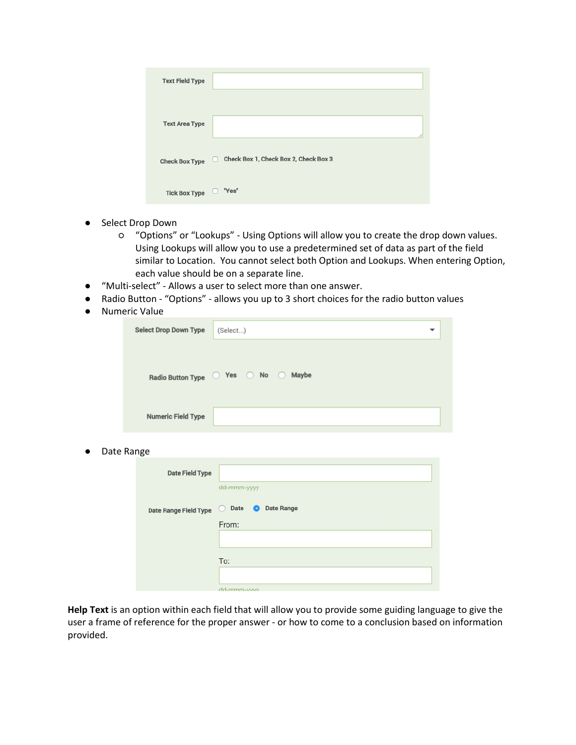Text Field Type

Text Area Type

Check Box Type ☐ Check Box 1, Check Box 2, Check Box 3

Tick Box Type ☐ "Yes"

- Select Drop Down
  - "Options" or "Lookups" - Using Options will allow you to create the drop down values. Using Lookups will allow you to use a predetermined set of data as part of the field similar to Location. You cannot select both Option and Lookups. When entering Option, each value should be on a separate line.
- "Multi-select" - Allows a user to select more than one answer.
- Radio Button - "Options" - allows you up to 3 short choices for the radio button values
- Numeric Value

Select Drop Down Type (Select...)

Radio Button Type ○ Yes ○ No ○ Maybe

Numeric Field Type

- Date Range

Date Field Type

dd-mmm-yyyy

Date Range Field Type ○ Date ● Date Range

From:

To:

dd-mmm-yyyy

**Help Text** is an option within each field that will allow you to provide some guiding language to give the user a frame of reference for the proper answer - or how to come to a conclusion based on information provided.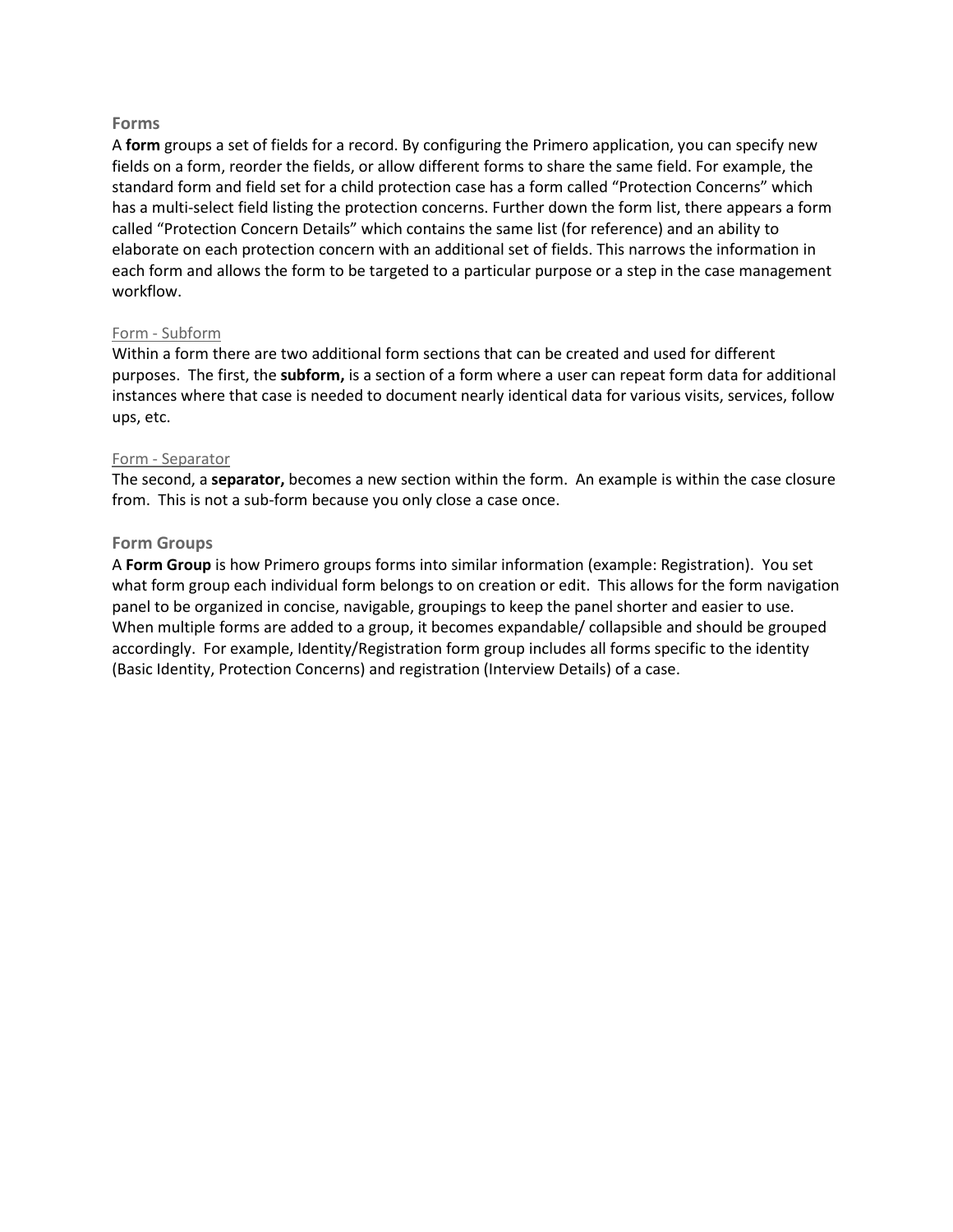## Forms

A **form** groups a set of fields for a record. By configuring the Primero application, you can specify new fields on a form, reorder the fields, or allow different forms to share the same field. For example, the standard form and field set for a child protection case has a form called “Protection Concerns” which has a multi-select field listing the protection concerns. Further down the form list, there appears a form called “Protection Concern Details” which contains the same list (for reference) and an ability to elaborate on each protection concern with an additional set of fields. This narrows the information in each form and allows the form to be targeted to a particular purpose or a step in the case management workflow.

### Form - Subform

Within a form there are two additional form sections that can be created and used for different purposes. The first, the **subform,** is a section of a form where a user can repeat form data for additional instances where that case is needed to document nearly identical data for various visits, services, follow ups, etc.

### Form - Separator

The second, a **separator,** becomes a new section within the form. An example is within the case closure from. This is not a sub-form because you only close a case once.

## Form Groups

A **Form Group** is how Primero groups forms into similar information (example: Registration). You set what form group each individual form belongs to on creation or edit. This allows for the form navigation panel to be organized in concise, navigable, groupings to keep the panel shorter and easier to use. When multiple forms are added to a group, it becomes expandable/ collapsible and should be grouped accordingly. For example, Identity/Registration form group includes all forms specific to the identity (Basic Identity, Protection Concerns) and registration (Interview Details) of a case.